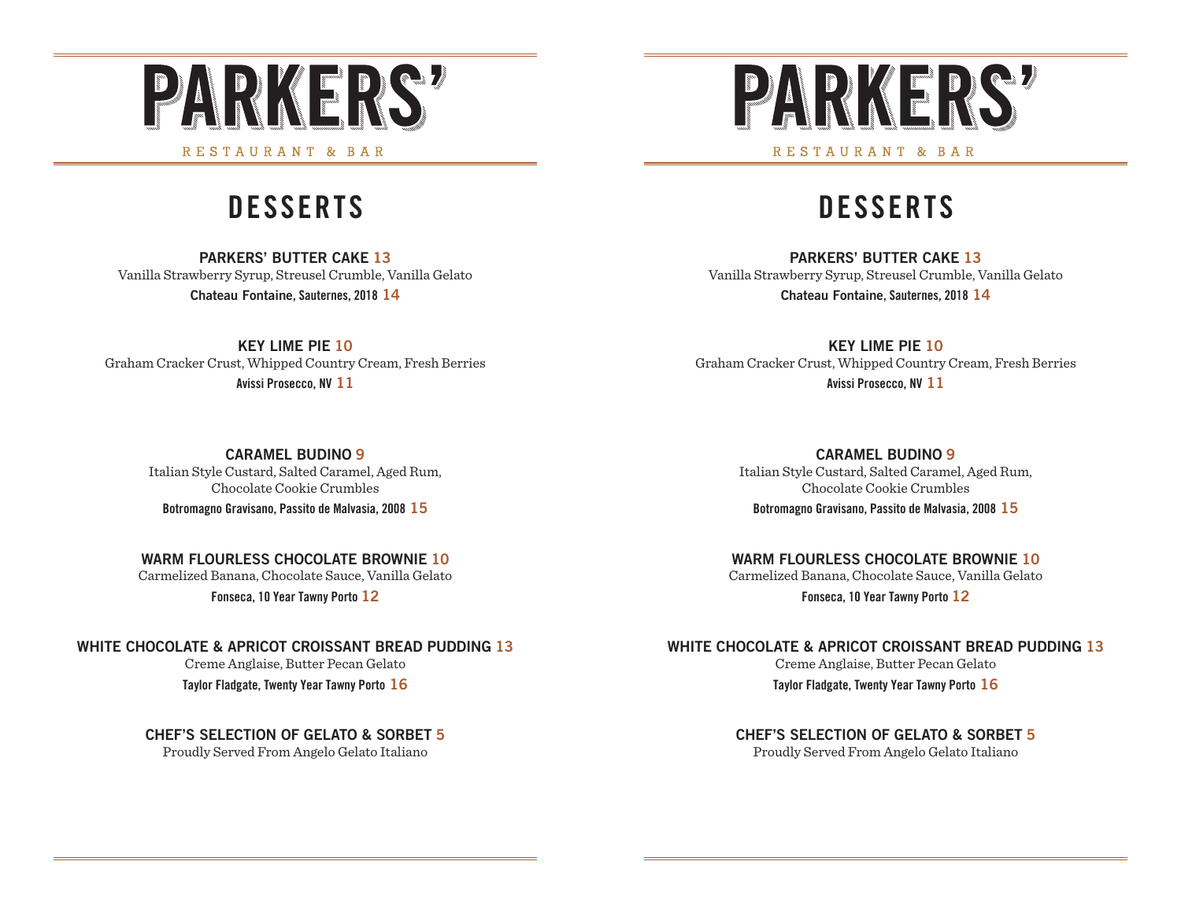# PARKERS'

RESTAURANT & BAR

## DESSERTS

**PARKERS' BUTTER CAKE 13**
Vanilla Strawberry Syrup, Streusel Crumble, Vanilla Gelato
**Chateau Fontaine, Sauternes, 2018 14**

**KEY LIME PIE 10**
Graham Cracker Crust, Whipped Country Cream, Fresh Berries
**Avissi Prosecco, NV 11**

**CARAMEL BUDINO 9**
Italian Style Custard, Salted Caramel, Aged Rum, Chocolate Cookie Crumbles
**Botromagno Gravisano, Passito de Malvasia, 2008 15**

**WARM FLOURLESS CHOCOLATE BROWNIE 10**
Carmelized Banana, Chocolate Sauce, Vanilla Gelato
**Fonseca, 10 Year Tawny Porto 12**

**WHITE CHOCOLATE & APRICOT CROISSANT BREAD PUDDING 13**
Creme Anglaise, Butter Pecan Gelato
**Taylor Fladgate, Twenty Year Tawny Porto 16**

**CHEF'S SELECTION OF GELATO & SORBET 5**
Proudly Served From Angelo Gelato Italiano

# PARKERS'

RESTAURANT & BAR

## DESSERTS

**PARKERS' BUTTER CAKE 13**
Vanilla Strawberry Syrup, Streusel Crumble, Vanilla Gelato
**Chateau Fontaine, Sauternes, 2018 14**

**KEY LIME PIE 10**
Graham Cracker Crust, Whipped Country Cream, Fresh Berries
**Avissi Prosecco, NV 11**

**CARAMEL BUDINO 9**
Italian Style Custard, Salted Caramel, Aged Rum, Chocolate Cookie Crumbles
**Botromagno Gravisano, Passito de Malvasia, 2008 15**

**WARM FLOURLESS CHOCOLATE BROWNIE 10**
Carmelized Banana, Chocolate Sauce, Vanilla Gelato
**Fonseca, 10 Year Tawny Porto 12**

**WHITE CHOCOLATE & APRICOT CROISSANT BREAD PUDDING 13**
Creme Anglaise, Butter Pecan Gelato
**Taylor Fladgate, Twenty Year Tawny Porto 16**

**CHEF'S SELECTION OF GELATO & SORBET 5**
Proudly Served From Angelo Gelato Italiano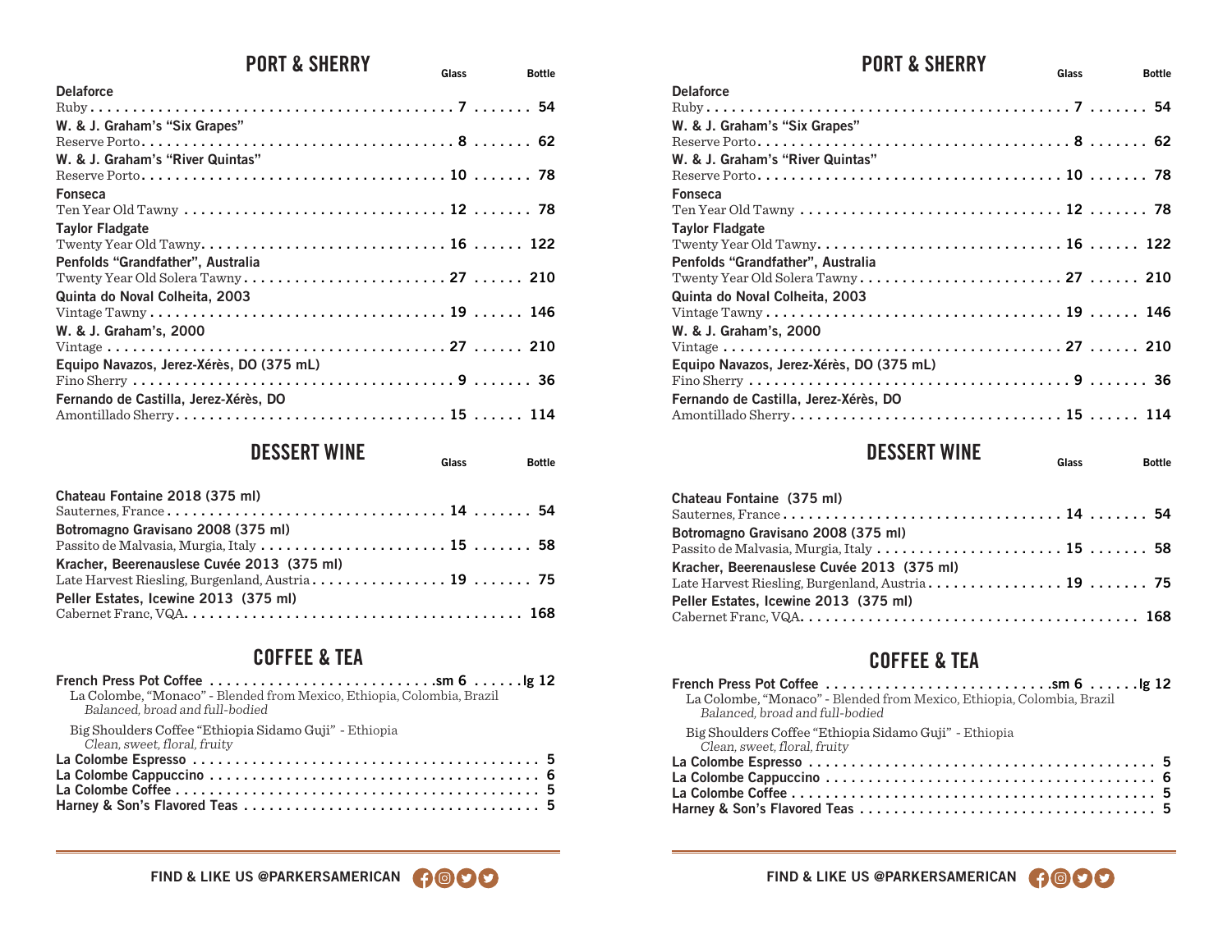## PORT & SHERRY

| | Glass | Bottle |
|---|---|---|
| **Delaforce** Ruby | 7 | 54 |
| **W. & J. Graham's "Six Grapes"** Reserve Porto | 8 | 62 |
| **W. & J. Graham's "River Quintas"** Reserve Porto | 10 | 78 |
| **Fonseca** Ten Year Old Tawny | 12 | 78 |
| **Taylor Fladgate** Twenty Year Old Tawny | 16 | 122 |
| **Penfolds "Grandfather", Australia** Twenty Year Old Solera Tawny | 27 | 210 |
| **Quinta do Noval Colheita, 2003** Vintage Tawny | 19 | 146 |
| **W. & J. Graham's, 2000** Vintage | 27 | 210 |
| **Equipo Navazos, Jerez-Xérès, DO (375 mL)** Fino Sherry | 9 | 36 |
| **Fernando de Castilla, Jerez-Xérès, DO** Amontillado Sherry | 15 | 114 |

## DESSERT WINE

| | Glass | Bottle |
|---|---|---|
| **Chateau Fontaine 2018 (375 ml)** Sauternes, France | 14 | 54 |
| **Botromagno Gravisano 2008 (375 ml)** Passito de Malvasia, Murgia, Italy | 15 | 58 |
| **Kracher, Beerenauslese Cuvée 2013 (375 ml)** Late Harvest Riesling, Burgenland, Austria | 19 | 75 |
| **Peller Estates, Icewine 2013 (375 ml)** Cabernet Franc, VQA | | 168 |

## COFFEE & TEA

**French Press Pot Coffee** .......... sm 6 ...... lg 12

La Colombe, "Monaco" - Blended from Mexico, Ethiopia, Colombia, Brazil
*Balanced, broad and full-bodied*

Big Shoulders Coffee "Ethiopia Sidamo Guji" - Ethiopia
*Clean, sweet, floral, fruity*

**La Colombe Espresso** .......... 5
**La Colombe Cappuccino** .......... 6
**La Colombe Coffee** .......... 5
**Harney & Son's Flavored Teas** .......... 5

**FIND & LIKE US @PARKERSAMERICAN**

## PORT & SHERRY

| | Glass | Bottle |
|---|---|---|
| **Delaforce** Ruby | 7 | 54 |
| **W. & J. Graham's "Six Grapes"** Reserve Porto | 8 | 62 |
| **W. & J. Graham's "River Quintas"** Reserve Porto | 10 | 78 |
| **Fonseca** Ten Year Old Tawny | 12 | 78 |
| **Taylor Fladgate** Twenty Year Old Tawny | 16 | 122 |
| **Penfolds "Grandfather", Australia** Twenty Year Old Solera Tawny | 27 | 210 |
| **Quinta do Noval Colheita, 2003** Vintage Tawny | 19 | 146 |
| **W. & J. Graham's, 2000** Vintage | 27 | 210 |
| **Equipo Navazos, Jerez-Xérès, DO (375 mL)** Fino Sherry | 9 | 36 |
| **Fernando de Castilla, Jerez-Xérès, DO** Amontillado Sherry | 15 | 114 |

## DESSERT WINE

| | Glass | Bottle |
|---|---|---|
| **Chateau Fontaine (375 ml)** Sauternes, France | 14 | 54 |
| **Botromagno Gravisano 2008 (375 ml)** Passito de Malvasia, Murgia, Italy | 15 | 58 |
| **Kracher, Beerenauslese Cuvée 2013 (375 ml)** Late Harvest Riesling, Burgenland, Austria | 19 | 75 |
| **Peller Estates, Icewine 2013 (375 ml)** Cabernet Franc, VQA | | 168 |

## COFFEE & TEA

**French Press Pot Coffee** .......... sm 6 ...... lg 12

La Colombe, "Monaco" - Blended from Mexico, Ethiopia, Colombia, Brazil
*Balanced, broad and full-bodied*

Big Shoulders Coffee "Ethiopia Sidamo Guji" - Ethiopia
*Clean, sweet, floral, fruity*

**La Colombe Espresso** .......... 5
**La Colombe Cappuccino** .......... 6
**La Colombe Coffee** .......... 5
**Harney & Son's Flavored Teas** .......... 5

**FIND & LIKE US @PARKERSAMERICAN**